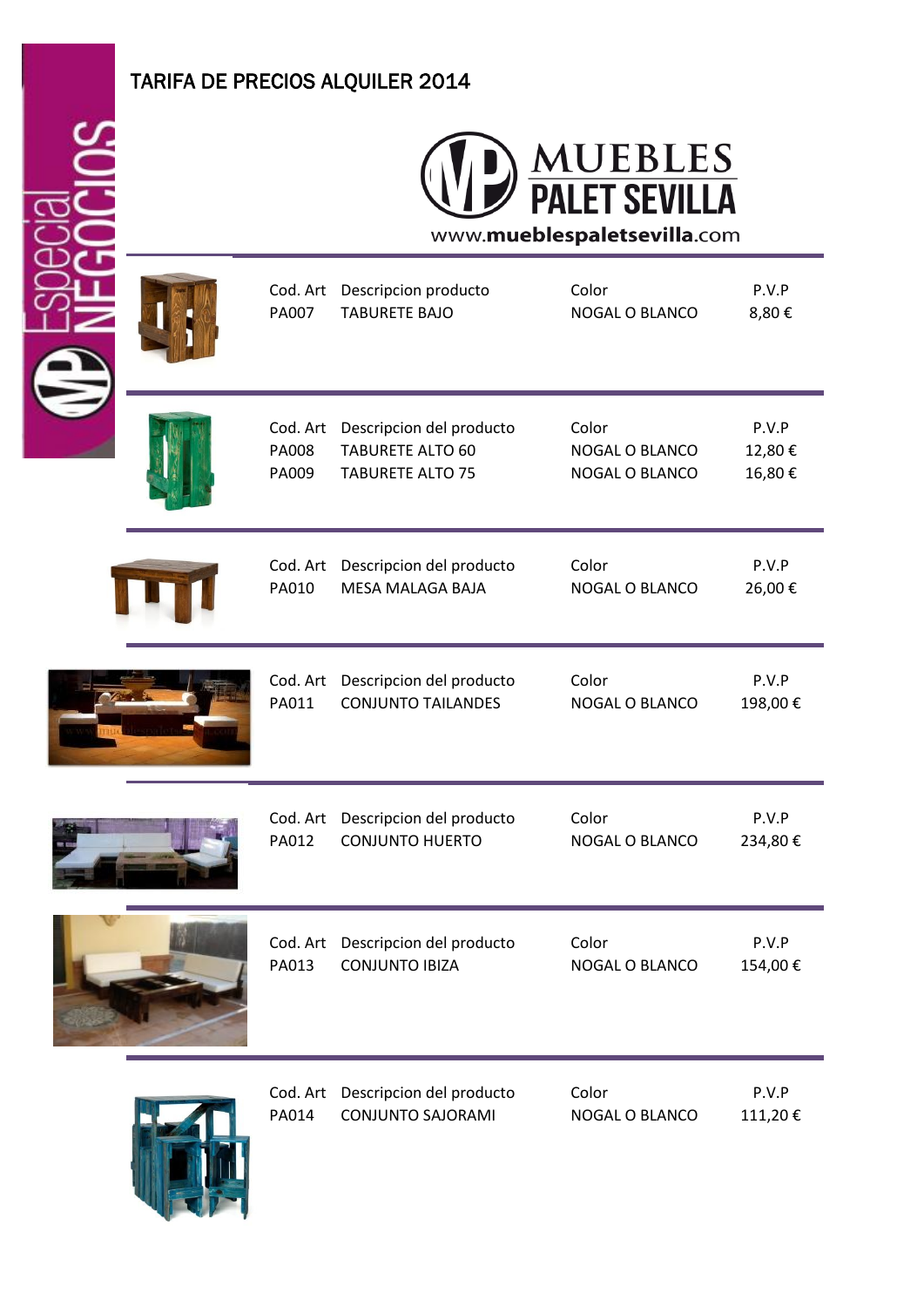# TARIFA DE PRECIOS ALQUILER 2014

Especial NEGOCIOS

MUEBLES PALET SEVILLA

www.mueblespaletsevilla.com

| Cod. Art | Descripcion producto | Color | P.V.P |
|---|---|---|---|
| PA007 | TABURETE BAJO | NOGAL O BLANCO | 8,80 € |

| Cod. Art | Descripcion del producto | Color | P.V.P |
|---|---|---|---|
| PA008 | TABURETE ALTO 60 | NOGAL O BLANCO | 12,80 € |
| PA009 | TABURETE ALTO 75 | NOGAL O BLANCO | 16,80 € |

| Cod. Art | Descripcion del producto | Color | P.V.P |
|---|---|---|---|
| PA010 | MESA MALAGA BAJA | NOGAL O BLANCO | 26,00 € |

| Cod. Art | Descripcion del producto | Color | P.V.P |
|---|---|---|---|
| PA011 | CONJUNTO TAILANDES | NOGAL O BLANCO | 198,00 € |

| Cod. Art | Descripcion del producto | Color | P.V.P |
|---|---|---|---|
| PA012 | CONJUNTO HUERTO | NOGAL O BLANCO | 234,80 € |

| Cod. Art | Descripcion del producto | Color | P.V.P |
|---|---|---|---|
| PA013 | CONJUNTO IBIZA | NOGAL O BLANCO | 154,00 € |

| Cod. Art | Descripcion del producto | Color | P.V.P |
|---|---|---|---|
| PA014 | CONJUNTO SAJORAMI | NOGAL O BLANCO | 111,20 € |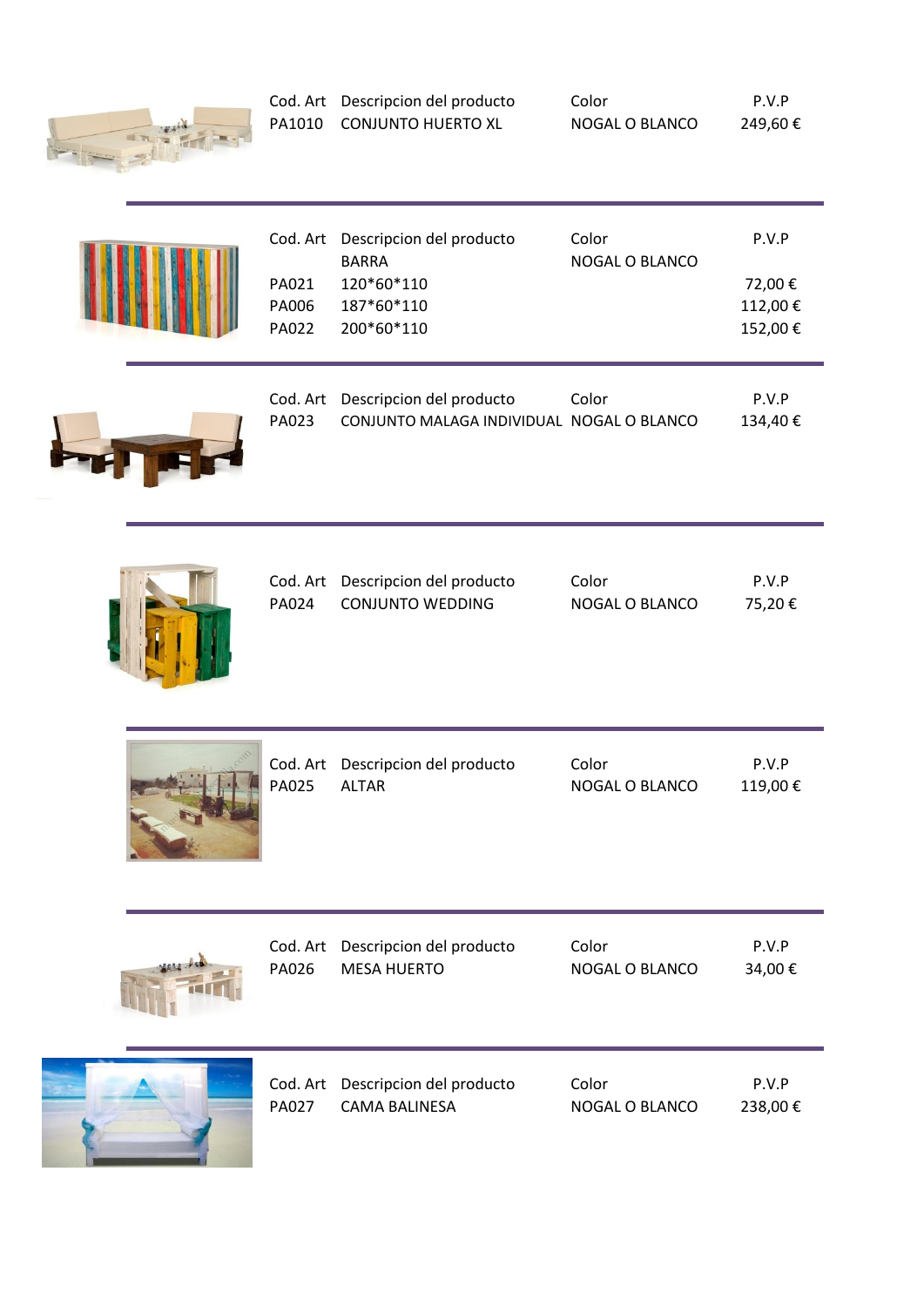| Cod. Art | Descripcion del producto | Color | P.V.P |
|---|---|---|---|
| PA1010 | CONJUNTO HUERTO XL | NOGAL O BLANCO | 249,60 € |

---

| Cod. Art | Descripcion del producto | Color | P.V.P |
|---|---|---|---|
| | BARRA | NOGAL O BLANCO | |
| PA021 | 120*60*110 | | 72,00 € |
| PA006 | 187*60*110 | | 112,00 € |
| PA022 | 200*60*110 | | 152,00 € |

---

| Cod. Art | Descripcion del producto | Color | P.V.P |
|---|---|---|---|
| PA023 | CONJUNTO MALAGA INDIVIDUAL | NOGAL O BLANCO | 134,40 € |

---

| Cod. Art | Descripcion del producto | Color | P.V.P |
|---|---|---|---|
| PA024 | CONJUNTO WEDDING | NOGAL O BLANCO | 75,20 € |

---

| Cod. Art | Descripcion del producto | Color | P.V.P |
|---|---|---|---|
| PA025 | ALTAR | NOGAL O BLANCO | 119,00 € |

---

| Cod. Art | Descripcion del producto | Color | P.V.P |
|---|---|---|---|
| PA026 | MESA HUERTO | NOGAL O BLANCO | 34,00 € |

---

| Cod. Art | Descripcion del producto | Color | P.V.P |
|---|---|---|---|
| PA027 | CAMA BALINESA | NOGAL O BLANCO | 238,00 € |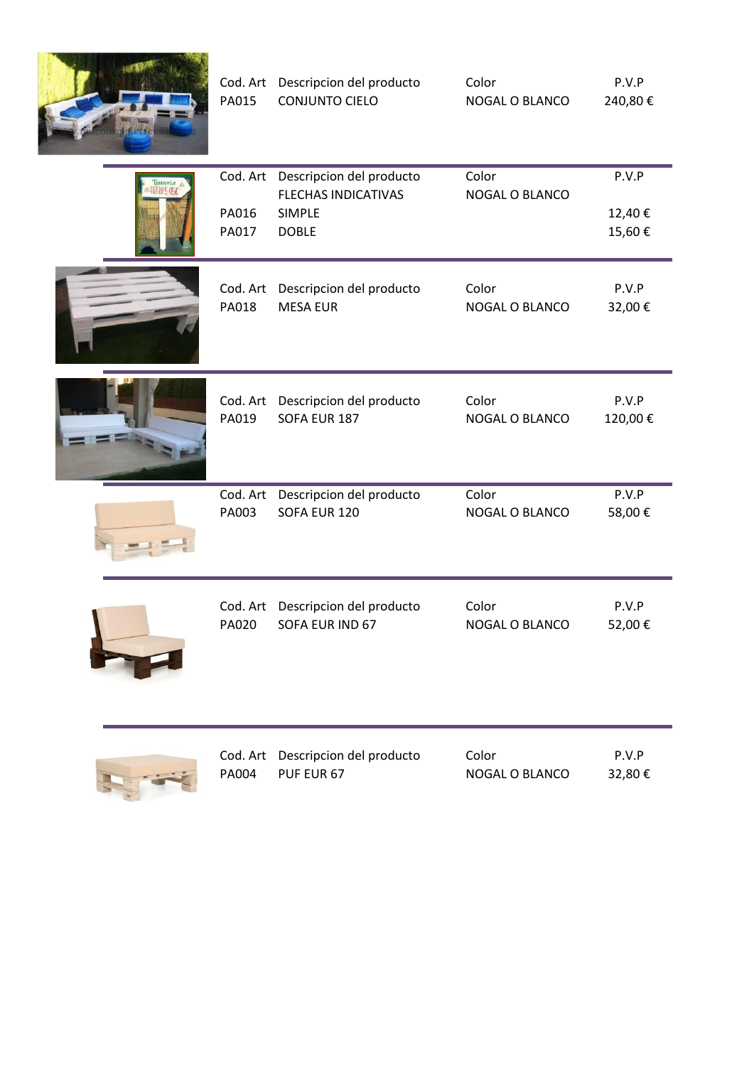| Cod. Art | Descripcion del producto | Color | P.V.P |
|---|---|---|---|
| PA015 | CONJUNTO CIELO | NOGAL O BLANCO | 240,80 € |

| Cod. Art | Descripcion del producto | Color | P.V.P |
|---|---|---|---|
| | FLECHAS INDICATIVAS | NOGAL O BLANCO | |
| PA016 | SIMPLE | | 12,40 € |
| PA017 | DOBLE | | 15,60 € |

| Cod. Art | Descripcion del producto | Color | P.V.P |
|---|---|---|---|
| PA018 | MESA EUR | NOGAL O BLANCO | 32,00 € |

| Cod. Art | Descripcion del producto | Color | P.V.P |
|---|---|---|---|
| PA019 | SOFA EUR 187 | NOGAL O BLANCO | 120,00 € |

| Cod. Art | Descripcion del producto | Color | P.V.P |
|---|---|---|---|
| PA003 | SOFA EUR 120 | NOGAL O BLANCO | 58,00 € |

| Cod. Art | Descripcion del producto | Color | P.V.P |
|---|---|---|---|
| PA020 | SOFA EUR IND 67 | NOGAL O BLANCO | 52,00 € |

| Cod. Art | Descripcion del producto | Color | P.V.P |
|---|---|---|---|
| PA004 | PUF EUR 67 | NOGAL O BLANCO | 32,80 € |